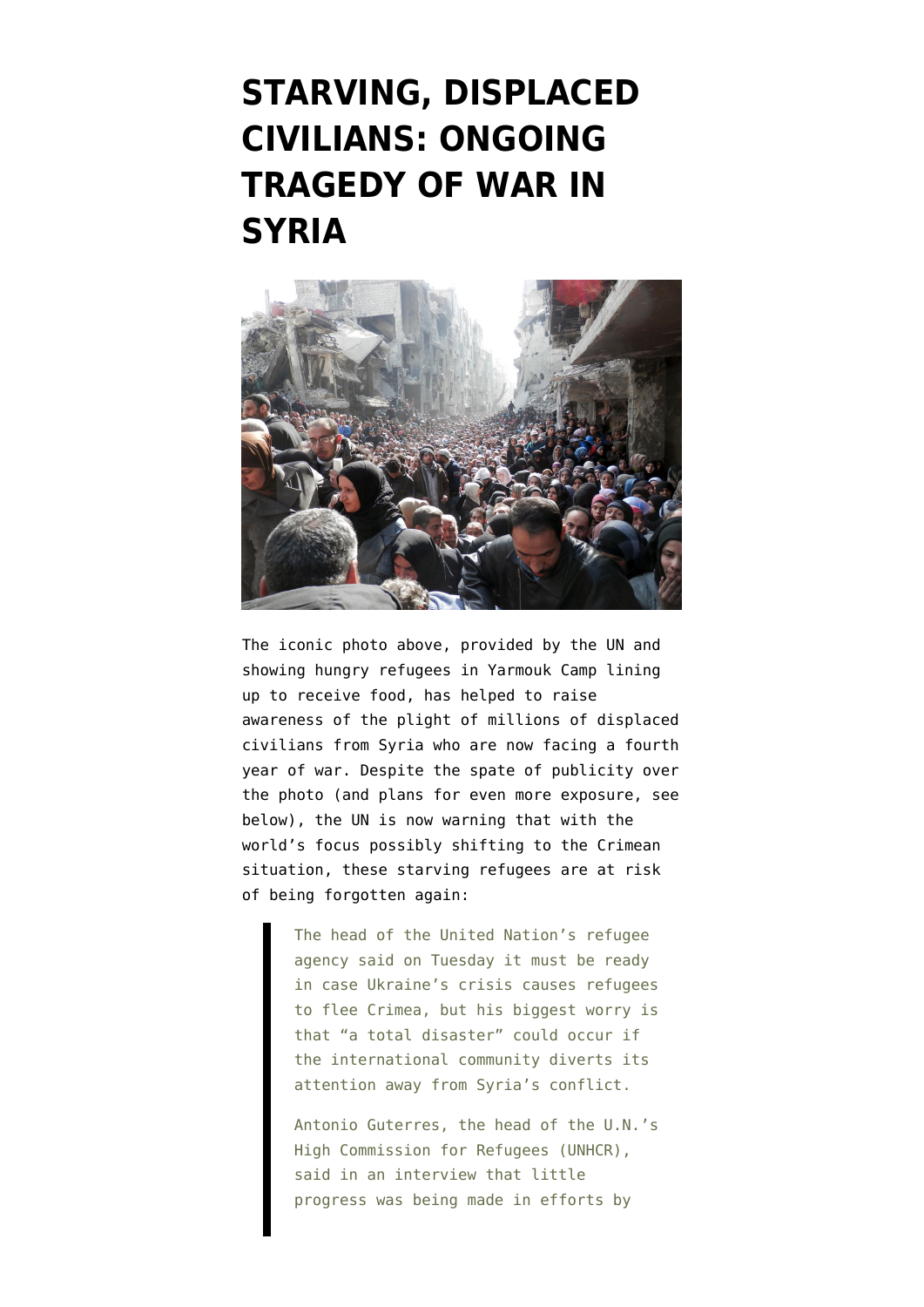# STARVING, DISPLACED CIVILIANS: ONGOING TRAGEDY OF WAR IN SYRIA

The iconic photo above, provided by the UN and showing hungry refugees in Yarmouk Camp lining up to receive food, has helped to raise awareness of the plight of millions of displaced civilians from Syria who are now facing a fourth year of war. Despite the spate of publicity over the photo (and plans for even more exposure, see below), the UN is now warning that with the world's focus possibly shifting to the Crimean situation, these starving refugees are at risk of being forgotten again:

> The head of the United Nation's refugee agency said on Tuesday it must be ready in case Ukraine's crisis causes refugees to flee Crimea, but his biggest worry is that "a total disaster" could occur if the international community diverts its attention away from Syria's conflict.
>
> Antonio Guterres, the head of the U.N.'s High Commission for Refugees (UNHCR), said in an interview that little progress was being made in efforts by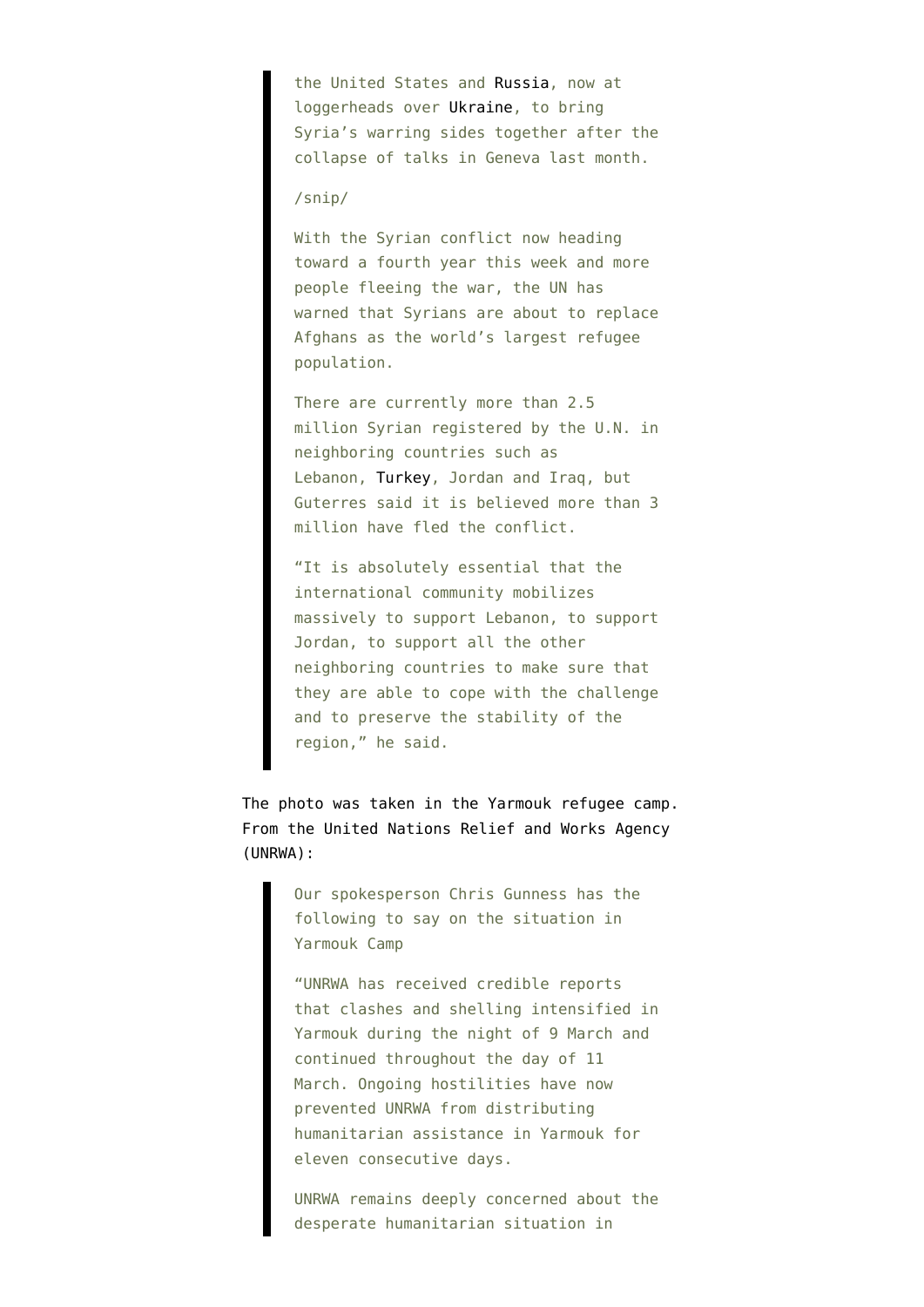> the United States and Russia, now at loggerheads over Ukraine, to bring Syria's warring sides together after the collapse of talks in Geneva last month.
>
> /snip/
>
> With the Syrian conflict now heading toward a fourth year this week and more people fleeing the war, the UN has warned that Syrians are about to replace Afghans as the world's largest refugee population.
>
> There are currently more than 2.5 million Syrian registered by the U.N. in neighboring countries such as Lebanon, Turkey, Jordan and Iraq, but Guterres said it is believed more than 3 million have fled the conflict.
>
> "It is absolutely essential that the international community mobilizes massively to support Lebanon, to support Jordan, to support all the other neighboring countries to make sure that they are able to cope with the challenge and to preserve the stability of the region," he said.

The photo was taken in the Yarmouk refugee camp. From the United Nations Relief and Works Agency (UNRWA):

> Our spokesperson Chris Gunness has the following to say on the situation in Yarmouk Camp
>
> "UNRWA has received credible reports that clashes and shelling intensified in Yarmouk during the night of 9 March and continued throughout the day of 11 March. Ongoing hostilities have now prevented UNRWA from distributing humanitarian assistance in Yarmouk for eleven consecutive days.
>
> UNRWA remains deeply concerned about the desperate humanitarian situation in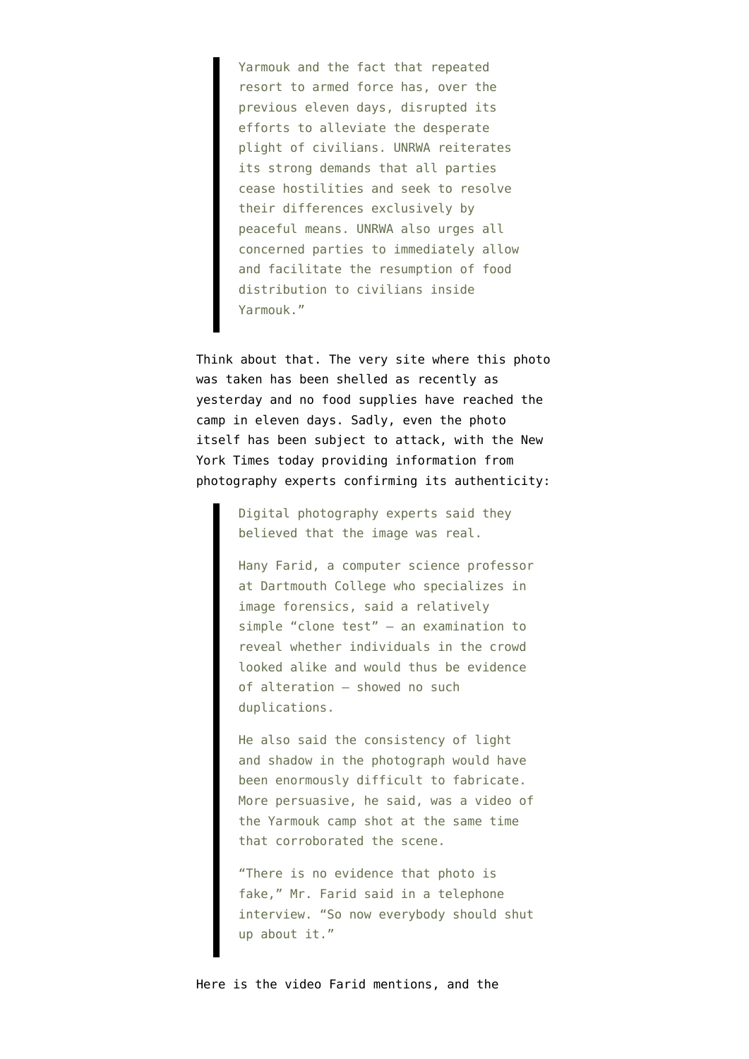> Yarmouk and the fact that repeated resort to armed force has, over the previous eleven days, disrupted its efforts to alleviate the desperate plight of civilians. UNRWA reiterates its strong demands that all parties cease hostilities and seek to resolve their differences exclusively by peaceful means. UNRWA also urges all concerned parties to immediately allow and facilitate the resumption of food distribution to civilians inside Yarmouk."

Think about that. The very site where this photo was taken has been shelled as recently as yesterday and no food supplies have reached the camp in eleven days. Sadly, even the photo itself has been subject to attack, with the New York Times today providing information from photography experts confirming its authenticity:

> Digital photography experts said they believed that the image was real.
>
> Hany Farid, a computer science professor at Dartmouth College who specializes in image forensics, said a relatively simple "clone test" — an examination to reveal whether individuals in the crowd looked alike and would thus be evidence of alteration — showed no such duplications.
>
> He also said the consistency of light and shadow in the photograph would have been enormously difficult to fabricate. More persuasive, he said, was a video of the Yarmouk camp shot at the same time that corroborated the scene.
>
> "There is no evidence that photo is fake," Mr. Farid said in a telephone interview. "So now everybody should shut up about it."

Here is the video Farid mentions, and the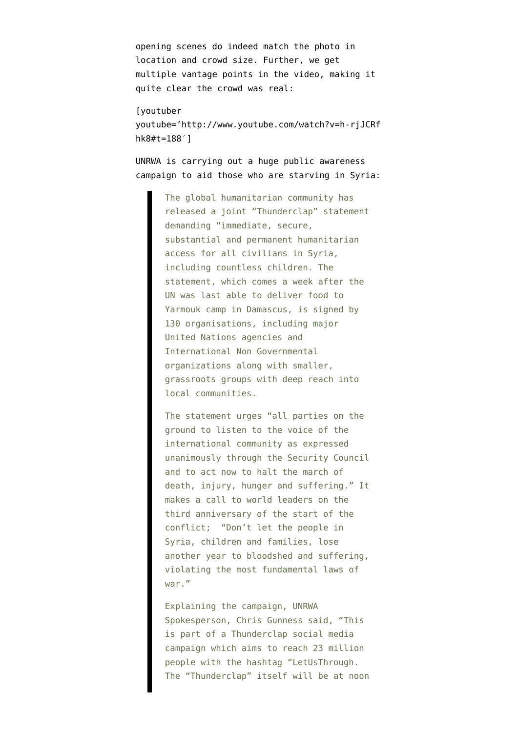opening scenes do indeed match the photo in location and crowd size. Further, we get multiple vantage points in the video, making it quite clear the crowd was real:

[youtuber youtube='http://www.youtube.com/watch?v=h-rjJCRfhk8#t=188′]

UNRWA is carrying out a huge public awareness campaign to aid those who are starving in Syria:

> The global humanitarian community has released a joint "Thunderclap" statement demanding "immediate, secure, substantial and permanent humanitarian access for all civilians in Syria, including countless children. The statement, which comes a week after the UN was last able to deliver food to Yarmouk camp in Damascus, is signed by 130 organisations, including major United Nations agencies and International Non Governmental organizations along with smaller, grassroots groups with deep reach into local communities.
>
> The statement urges "all parties on the ground to listen to the voice of the international community as expressed unanimously through the Security Council and to act now to halt the march of death, injury, hunger and suffering." It makes a call to world leaders on the third anniversary of the start of the conflict; "Don't let the people in Syria, children and families, lose another year to bloodshed and suffering, violating the most fundamental laws of war."
>
> Explaining the campaign, UNRWA Spokesperson, Chris Gunness said, "This is part of a Thunderclap social media campaign which aims to reach 23 million people with the hashtag "LetUsThrough. The "Thunderclap" itself will be at noon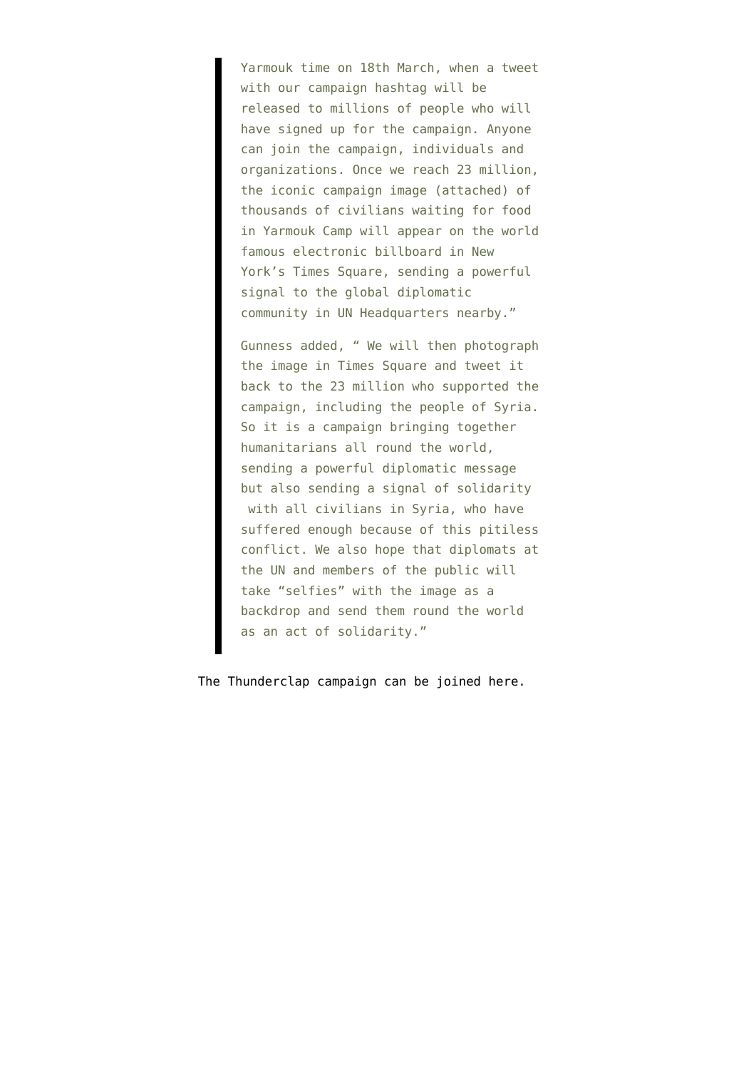> Yarmouk time on 18th March, when a tweet with our campaign hashtag will be released to millions of people who will have signed up for the campaign. Anyone can join the campaign, individuals and organizations. Once we reach 23 million, the iconic campaign image (attached) of thousands of civilians waiting for food in Yarmouk Camp will appear on the world famous electronic billboard in New York's Times Square, sending a powerful signal to the global diplomatic community in UN Headquarters nearby."
>
> Gunness added, " We will then photograph the image in Times Square and tweet it back to the 23 million who supported the campaign, including the people of Syria. So it is a campaign bringing together humanitarians all round the world, sending a powerful diplomatic message but also sending a signal of solidarity with all civilians in Syria, who have suffered enough because of this pitiless conflict. We also hope that diplomats at the UN and members of the public will take "selfies" with the image as a backdrop and send them round the world as an act of solidarity."

The Thunderclap campaign can be joined here.